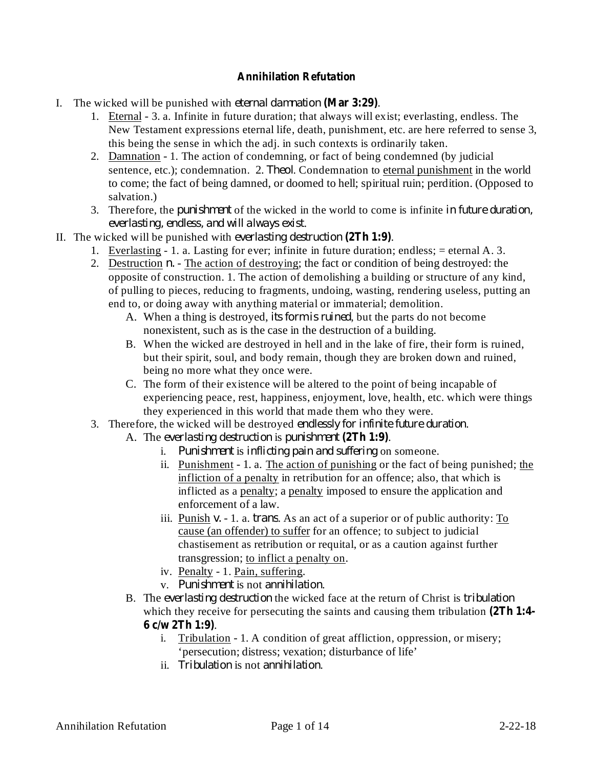**Annihilation Refutation**

I. The wicked will be punished with *eternal damnation* **(Mar 3:29)**.
    1. Eternal - 3. a. Infinite in future duration; that always will exist; everlasting, endless. The New Testament expressions eternal life, death, punishment, etc. are here referred to sense 3, this being the sense in which the adj. in such contexts is ordinarily taken.
    2. Damnation - 1. The action of condemning, or fact of being condemned (by judicial sentence, etc.); condemnation. 2. *Theol*. Condemnation to eternal punishment in the world to come; the fact of being damned, or doomed to hell; spiritual ruin; perdition. (Opposed to salvation.)
    3. Therefore, the *punishment* of the wicked in the world to come is infinite *in future duration, everlasting, endless, and will always exist.*

II. The wicked will be punished with *everlasting destruction* **(2Th 1:9)**.
    1. Everlasting - 1. a. Lasting for ever; infinite in future duration; endless; = eternal A. 3.
    2. Destruction *n.* - The action of destroying; the fact or condition of being destroyed: the opposite of construction. 1. The action of demolishing a building or structure of any kind, of pulling to pieces, reducing to fragments, undoing, wasting, rendering useless, putting an end to, or doing away with anything material or immaterial; demolition.
        A. When a thing is destroyed, *its form is ruined*, but the parts do not become nonexistent, such as is the case in the destruction of a building.
        B. When the wicked are destroyed in hell and in the lake of fire, their form is ruined, but their spirit, soul, and body remain, though they are broken down and ruined, being no more what they once were.
        C. The form of their existence will be altered to the point of being incapable of experiencing peace, rest, happiness, enjoyment, love, health, etc. which were things they experienced in this world that made them who they were.
    3. Therefore, the wicked will be destroyed *endlessly for infinite future duration.*
        A. The *everlasting destruction* is *punishment* **(2Th 1:9)**.
            i. *Punishment* is *inflicting pain and suffering* on someone.
            ii. Punishment - 1. a. The action of punishing or the fact of being punished; the infliction of a penalty in retribution for an offence; also, that which is inflicted as a penalty; a penalty imposed to ensure the application and enforcement of a law.
            iii. Punish *v.* - 1. a. *trans*. As an act of a superior or of public authority: To cause (an offender) to suffer for an offence; to subject to judicial chastisement as retribution or requital, or as a caution against further transgression; to inflict a penalty on.
            iv. Penalty - 1. Pain, suffering.
            v. *Punishment* is not *annihilation*.
        B. The *everlasting destruction* the wicked face at the return of Christ is *tribulation* which they receive for persecuting the saints and causing them tribulation **(2Th 1:4-6 c/w 2Th 1:9)**.
            i. Tribulation - 1. A condition of great affliction, oppression, or misery; 'persecution; distress; vexation; disturbance of life'
            ii. *Tribulation* is not *annihilation*.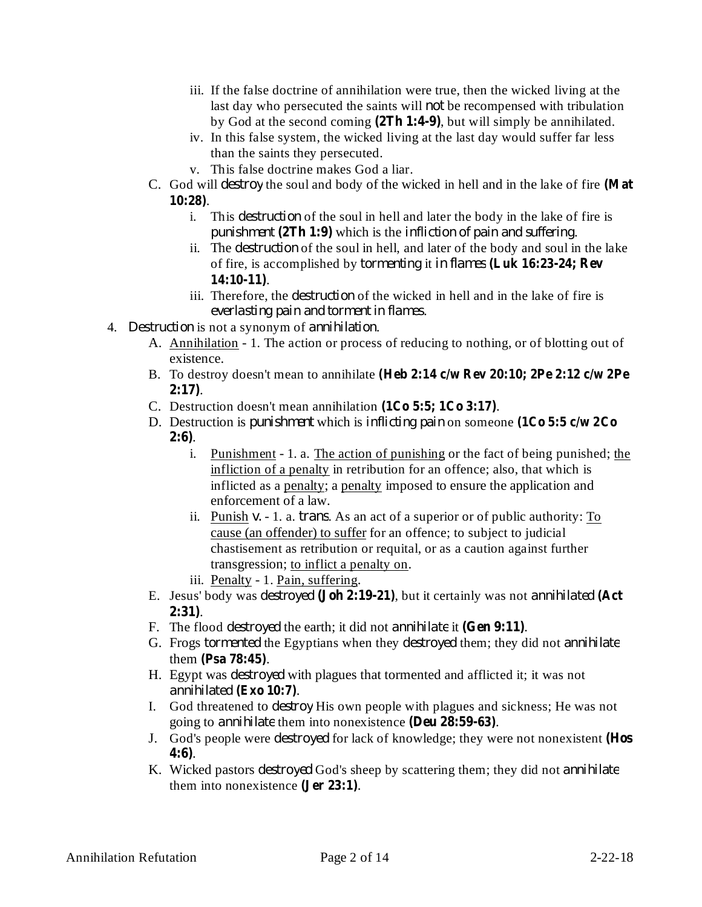iii. If the false doctrine of annihilation were true, then the wicked living at the last day who persecuted the saints will *not* be recompensed with tribulation by God at the second coming **(2Th 1:4-9)**, but will simply be annihilated.

iv. In this false system, the wicked living at the last day would suffer far less than the saints they persecuted.

v. This false doctrine makes God a liar.

C. God will *destroy* the soul and body of the wicked in hell and in the lake of fire **(Mat 10:28)**.

i. This *destruction* of the soul in hell and later the body in the lake of fire is *punishment* **(2Th 1:9)** which is the *infliction of pain and suffering*.

ii. The *destruction* of the soul in hell, and later of the body and soul in the lake of fire, is accomplished by *tormenting* it *in flames* **(Luk 16:23-24; Rev 14:10-11)**.

iii. Therefore, the *destruction* of the wicked in hell and in the lake of fire is *everlasting pain and torment in flames*.

4. *Destruction* is not a synonym of *annihilation*.

A. Annihilation - 1. The action or process of reducing to nothing, or of blotting out of existence.

B. To destroy doesn't mean to annihilate **(Heb 2:14 c/w Rev 20:10; 2Pe 2:12 c/w 2Pe 2:17)**.

C. Destruction doesn't mean annihilation **(1Co 5:5; 1Co 3:17)**.

D. Destruction is *punishment* which is *inflicting pain* on someone **(1Co 5:5 c/w 2Co 2:6)**.

i. Punishment - 1. a. The action of punishing or the fact of being punished; the infliction of a penalty in retribution for an offence; also, that which is inflicted as a penalty; a penalty imposed to ensure the application and enforcement of a law.

ii. Punish *v.* - 1. a. *trans*. As an act of a superior or of public authority: To cause (an offender) to suffer for an offence; to subject to judicial chastisement as retribution or requital, or as a caution against further transgression; to inflict a penalty on.

iii. Penalty - 1. Pain, suffering.

E. Jesus' body was *destroyed* **(Joh 2:19-21)**, but it certainly was not *annihilated* **(Act 2:31)**.

F. The flood *destroyed* the earth; it did not *annihilate* it **(Gen 9:11)**.

G. Frogs *tormented* the Egyptians when they *destroyed* them; they did not *annihilate* them **(Psa 78:45)**.

H. Egypt was *destroyed* with plagues that tormented and afflicted it; it was not *annihilated* **(Exo 10:7)**.

I. God threatened to *destroy* His own people with plagues and sickness; He was not going to *annihilate* them into nonexistence **(Deu 28:59-63)**.

J. God's people were *destroyed* for lack of knowledge; they were not nonexistent **(Hos 4:6)**.

K. Wicked pastors *destroyed* God's sheep by scattering them; they did not *annihilate* them into nonexistence **(Jer 23:1)**.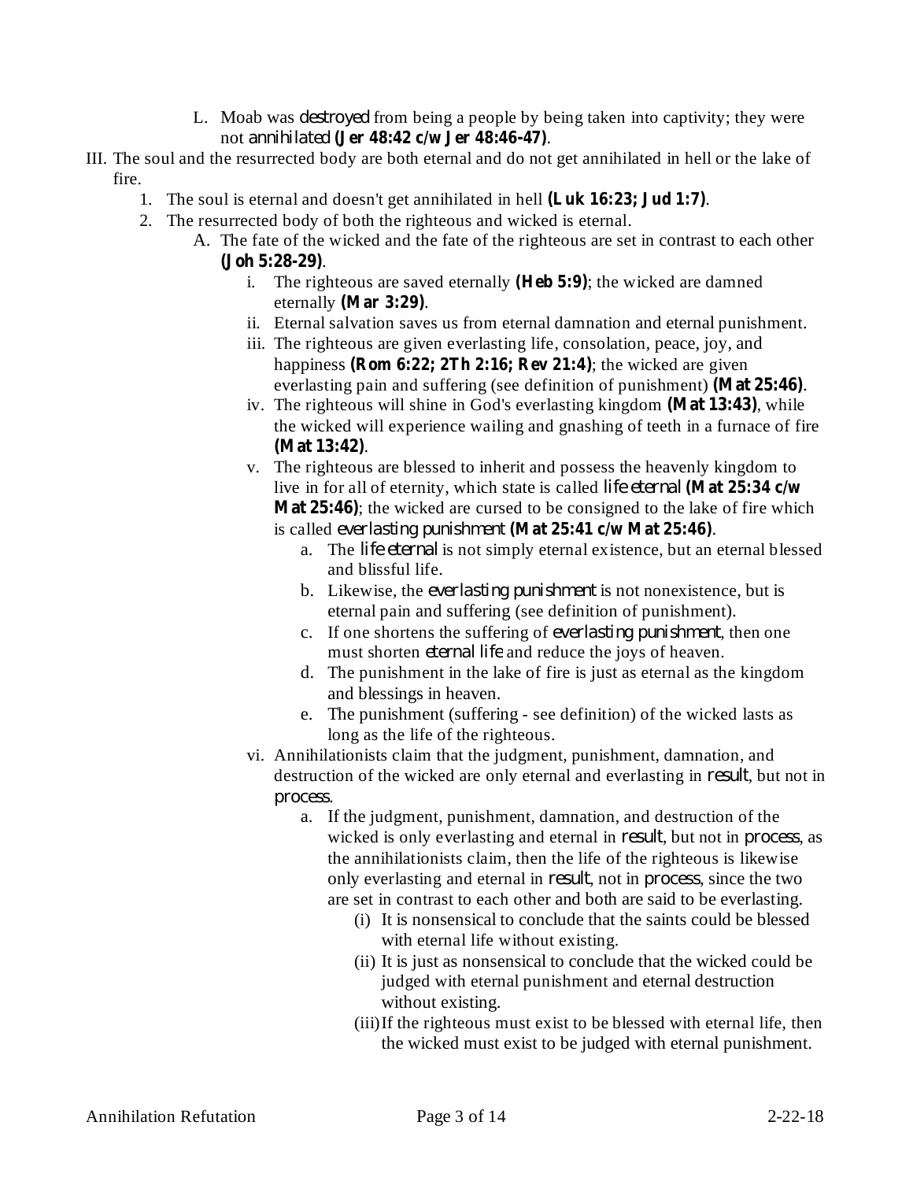L. Moab was *destroyed* from being a people by being taken into captivity; they were not *annihilated* **(Jer 48:42 c/w Jer 48:46-47)**.

III. The soul and the resurrected body are both eternal and do not get annihilated in hell or the lake of fire.

1. The soul is eternal and doesn't get annihilated in hell **(Luk 16:23; Jud 1:7)**.
2. The resurrected body of both the righteous and wicked is eternal.
   - A. The fate of the wicked and the fate of the righteous are set in contrast to each other **(Joh 5:28-29)**.
     - i. The righteous are saved eternally **(Heb 5:9)**; the wicked are damned eternally **(Mar 3:29)**.
     - ii. Eternal salvation saves us from eternal damnation and eternal punishment.
     - iii. The righteous are given everlasting life, consolation, peace, joy, and happiness **(Rom 6:22; 2Th 2:16; Rev 21:4)**; the wicked are given everlasting pain and suffering (see definition of punishment) **(Mat 25:46)**.
     - iv. The righteous will shine in God's everlasting kingdom **(Mat 13:43)**, while the wicked will experience wailing and gnashing of teeth in a furnace of fire **(Mat 13:42)**.
     - v. The righteous are blessed to inherit and possess the heavenly kingdom to live in for all of eternity, which state is called *life eternal* **(Mat 25:34 c/w Mat 25:46)**; the wicked are cursed to be consigned to the lake of fire which is called *everlasting punishment* **(Mat 25:41 c/w Mat 25:46)**.
       - a. The *life eternal* is not simply eternal existence, but an eternal blessed and blissful life.
       - b. Likewise, the *everlasting punishment* is not nonexistence, but is eternal pain and suffering (see definition of punishment).
       - c. If one shortens the suffering of *everlasting punishment*, then one must shorten *eternal life* and reduce the joys of heaven.
       - d. The punishment in the lake of fire is just as eternal as the kingdom and blessings in heaven.
       - e. The punishment (suffering - see definition) of the wicked lasts as long as the life of the righteous.
     - vi. Annihilationists claim that the judgment, punishment, damnation, and destruction of the wicked are only eternal and everlasting in *result*, but not in *process*.
       - a. If the judgment, punishment, damnation, and destruction of the wicked is only everlasting and eternal in *result*, but not in *process*, as the annihilationists claim, then the life of the righteous is likewise only everlasting and eternal in *result*, not in *process*, since the two are set in contrast to each other and both are said to be everlasting.
         - (i) It is nonsensical to conclude that the saints could be blessed with eternal life without existing.
         - (ii) It is just as nonsensical to conclude that the wicked could be judged with eternal punishment and eternal destruction without existing.
         - (iii) If the righteous must exist to be blessed with eternal life, then the wicked must exist to be judged with eternal punishment.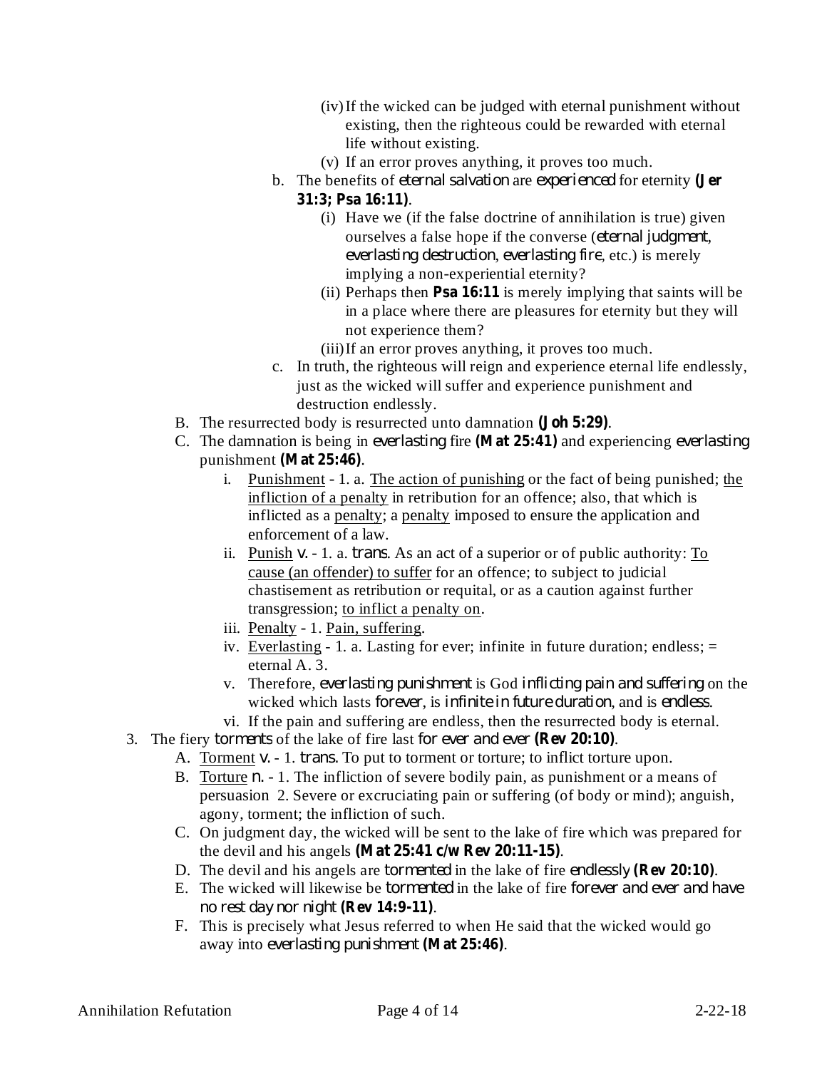(iv) If the wicked can be judged with eternal punishment without existing, then the righteous could be rewarded with eternal life without existing.

(v) If an error proves anything, it proves too much.

b. The benefits of *eternal salvation* are *experienced* for eternity **(Jer 31:3; Psa 16:11)**.

(i) Have we (if the false doctrine of annihilation is true) given ourselves a false hope if the converse (*eternal judgment*, *everlasting destruction*, *everlasting fire*, etc.) is merely implying a non-experiential eternity?

(ii) Perhaps then **Psa 16:11** is merely implying that saints will be in a place where there are pleasures for eternity but they will not experience them?

(iii) If an error proves anything, it proves too much.

c. In truth, the righteous will reign and experience eternal life endlessly, just as the wicked will suffer and experience punishment and destruction endlessly.

B. The resurrected body is resurrected unto damnation **(Joh 5:29)**.

C. The damnation is being in *everlasting* fire **(Mat 25:41)** and experiencing *everlasting* punishment **(Mat 25:46)**.

i. Punishment - 1. a. The action of punishing or the fact of being punished; the infliction of a penalty in retribution for an offence; also, that which is inflicted as a penalty; a penalty imposed to ensure the application and enforcement of a law.

ii. Punish *v.* - 1. a. *trans*. As an act of a superior or of public authority: To cause (an offender) to suffer for an offence; to subject to judicial chastisement as retribution or requital, or as a caution against further transgression; to inflict a penalty on.

iii. Penalty - 1. Pain, suffering.

iv. Everlasting - 1. a. Lasting for ever; infinite in future duration; endless; = eternal A. 3.

v. Therefore, *everlasting punishment* is God *inflicting pain and suffering* on the wicked which lasts *forever*, is *infinite in future duration*, and is *endless*.

vi. If the pain and suffering are endless, then the resurrected body is eternal.

3. The fiery *torments* of the lake of fire last *for ever and ever* **(Rev 20:10)**.

A. Torment *v.* - 1. *trans.* To put to torment or torture; to inflict torture upon.

B. Torture *n.* - 1. The infliction of severe bodily pain, as punishment or a means of persuasion 2. Severe or excruciating pain or suffering (of body or mind); anguish, agony, torment; the infliction of such.

C. On judgment day, the wicked will be sent to the lake of fire which was prepared for the devil and his angels **(Mat 25:41 c/w Rev 20:11-15)**.

D. The devil and his angels are *tormented* in the lake of fire *endlessly* **(Rev 20:10)**.

E. The wicked will likewise be *tormented* in the lake of fire *forever and ever and have no rest day nor night* **(Rev 14:9-11)**.

F. This is precisely what Jesus referred to when He said that the wicked would go away into *everlasting punishment* **(Mat 25:46)**.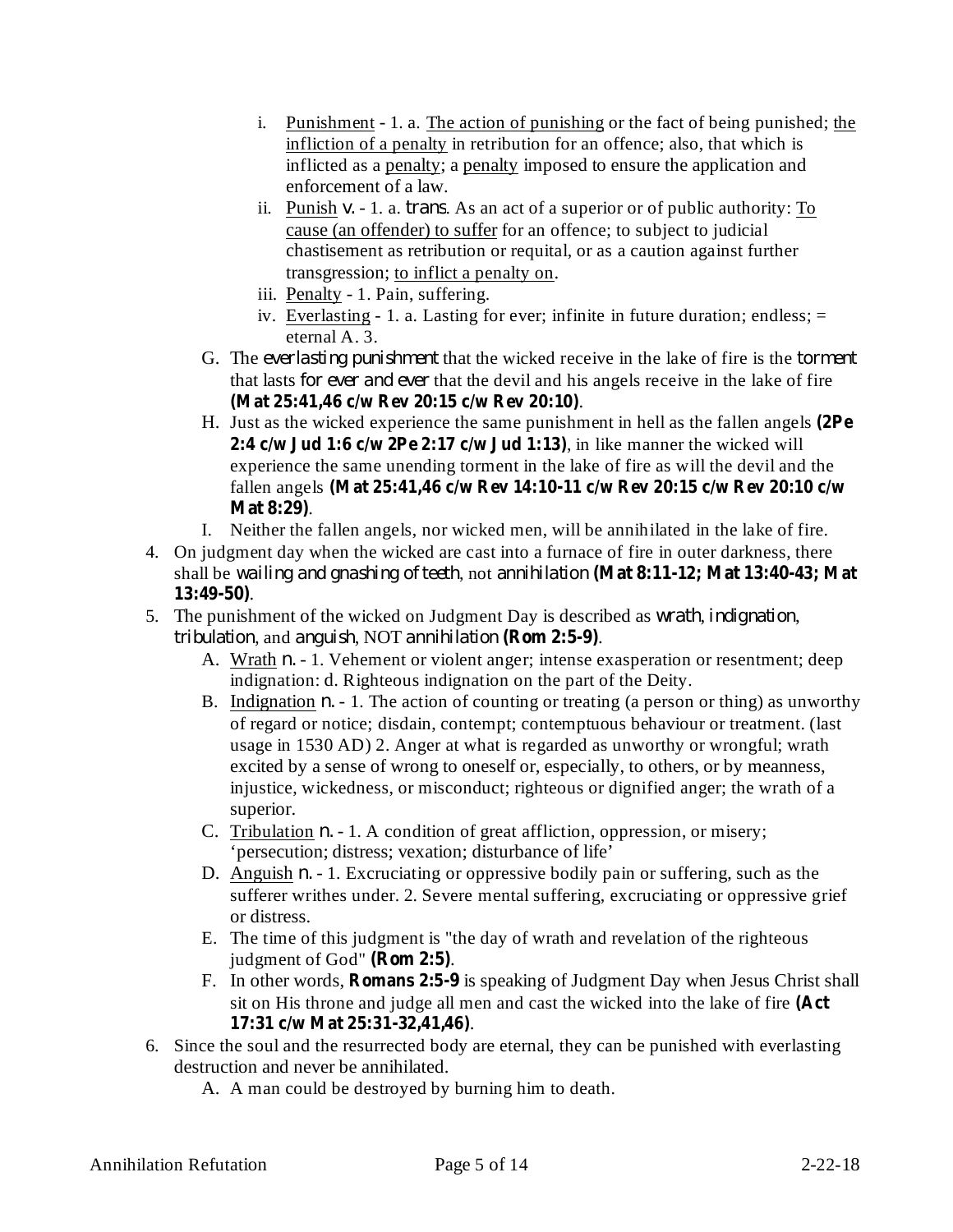i. Punishment - 1. a. The action of punishing or the fact of being punished; the infliction of a penalty in retribution for an offence; also, that which is inflicted as a penalty; a penalty imposed to ensure the application and enforcement of a law.

ii. Punish *v.* - 1. a. *trans*. As an act of a superior or of public authority: To cause (an offender) to suffer for an offence; to subject to judicial chastisement as retribution or requital, or as a caution against further transgression; to inflict a penalty on.

iii. Penalty - 1. Pain, suffering.

iv. Everlasting - 1. a. Lasting for ever; infinite in future duration; endless; = eternal A. 3.

G. The *everlasting punishment* that the wicked receive in the lake of fire is the *torment* that lasts *for ever and ever* that the devil and his angels receive in the lake of fire **(Mat 25:41,46 c/w Rev 20:15 c/w Rev 20:10)**.

H. Just as the wicked experience the same punishment in hell as the fallen angels **(2Pe 2:4 c/w Jud 1:6 c/w 2Pe 2:17 c/w Jud 1:13)**, in like manner the wicked will experience the same unending torment in the lake of fire as will the devil and the fallen angels **(Mat 25:41,46 c/w Rev 14:10-11 c/w Rev 20:15 c/w Rev 20:10 c/w Mat 8:29)**.

I. Neither the fallen angels, nor wicked men, will be annihilated in the lake of fire.

4. On judgment day when the wicked are cast into a furnace of fire in outer darkness, there shall be *wailing and gnashing of teeth*, not *annihilation* **(Mat 8:11-12; Mat 13:40-43; Mat 13:49-50)**.

5. The punishment of the wicked on Judgment Day is described as *wrath*, *indignation*, *tribulation*, and *anguish*, NOT *annihilation* **(Rom 2:5-9)**.

   A. Wrath *n.* - 1. Vehement or violent anger; intense exasperation or resentment; deep indignation: d. Righteous indignation on the part of the Deity.

   B. Indignation *n.* - 1. The action of counting or treating (a person or thing) as unworthy of regard or notice; disdain, contempt; contemptuous behaviour or treatment. (last usage in 1530 AD) 2. Anger at what is regarded as unworthy or wrongful; wrath excited by a sense of wrong to oneself or, especially, to others, or by meanness, injustice, wickedness, or misconduct; righteous or dignified anger; the wrath of a superior.

   C. Tribulation *n.* - 1. A condition of great affliction, oppression, or misery; 'persecution; distress; vexation; disturbance of life'

   D. Anguish *n.* - 1. Excruciating or oppressive bodily pain or suffering, such as the sufferer writhes under. 2. Severe mental suffering, excruciating or oppressive grief or distress.

   E. The time of this judgment is "the day of wrath and revelation of the righteous judgment of God" **(Rom 2:5)**.

   F. In other words, **Romans 2:5-9** is speaking of Judgment Day when Jesus Christ shall sit on His throne and judge all men and cast the wicked into the lake of fire **(Act 17:31 c/w Mat 25:31-32,41,46)**.

6. Since the soul and the resurrected body are eternal, they can be punished with everlasting destruction and never be annihilated.

   A. A man could be destroyed by burning him to death.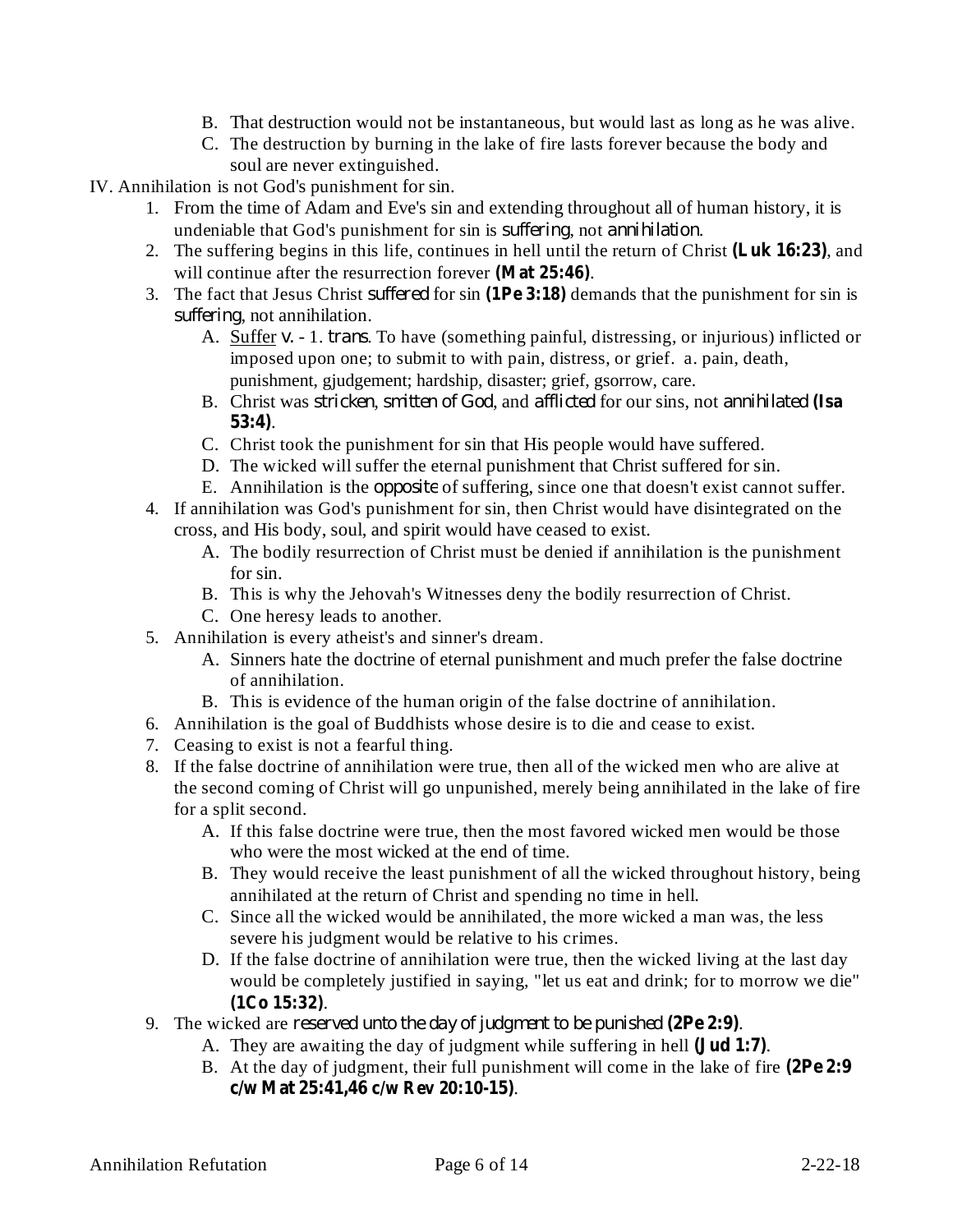B. That destruction would not be instantaneous, but would last as long as he was alive.
C. The destruction by burning in the lake of fire lasts forever because the body and soul are never extinguished.

IV. Annihilation is not God's punishment for sin.

1. From the time of Adam and Eve's sin and extending throughout all of human history, it is undeniable that God's punishment for sin is *suffering*, not *annihilation*.
2. The suffering begins in this life, continues in hell until the return of Christ **(Luk 16:23)**, and will continue after the resurrection forever **(Mat 25:46)**.
3. The fact that Jesus Christ *suffered* for sin **(1Pe 3:18)** demands that the punishment for sin is *suffering*, not annihilation.
   - A. Suffer *v.* - 1. *trans.* To have (something painful, distressing, or injurious) inflicted or imposed upon one; to submit to with pain, distress, or grief. a. pain, death, punishment, gjudgement; hardship, disaster; grief, gsorrow, care.
   - B. Christ was *stricken*, *smitten of God*, and *afflicted* for our sins, not *annihilated* **(Isa 53:4)**.
   - C. Christ took the punishment for sin that His people would have suffered.
   - D. The wicked will suffer the eternal punishment that Christ suffered for sin.
   - E. Annihilation is the *opposite* of suffering, since one that doesn't exist cannot suffer.
4. If annihilation was God's punishment for sin, then Christ would have disintegrated on the cross, and His body, soul, and spirit would have ceased to exist.
   - A. The bodily resurrection of Christ must be denied if annihilation is the punishment for sin.
   - B. This is why the Jehovah's Witnesses deny the bodily resurrection of Christ.
   - C. One heresy leads to another.
5. Annihilation is every atheist's and sinner's dream.
   - A. Sinners hate the doctrine of eternal punishment and much prefer the false doctrine of annihilation.
   - B. This is evidence of the human origin of the false doctrine of annihilation.
6. Annihilation is the goal of Buddhists whose desire is to die and cease to exist.
7. Ceasing to exist is not a fearful thing.
8. If the false doctrine of annihilation were true, then all of the wicked men who are alive at the second coming of Christ will go unpunished, merely being annihilated in the lake of fire for a split second.
   - A. If this false doctrine were true, then the most favored wicked men would be those who were the most wicked at the end of time.
   - B. They would receive the least punishment of all the wicked throughout history, being annihilated at the return of Christ and spending no time in hell.
   - C. Since all the wicked would be annihilated, the more wicked a man was, the less severe his judgment would be relative to his crimes.
   - D. If the false doctrine of annihilation were true, then the wicked living at the last day would be completely justified in saying, "let us eat and drink; for to morrow we die" **(1Co 15:32)**.
9. The wicked are *reserved unto the day of judgment to be punished* **(2Pe 2:9)**.
   - A. They are awaiting the day of judgment while suffering in hell **(Jud 1:7)**.
   - B. At the day of judgment, their full punishment will come in the lake of fire **(2Pe 2:9 c/w Mat 25:41,46 c/w Rev 20:10-15)**.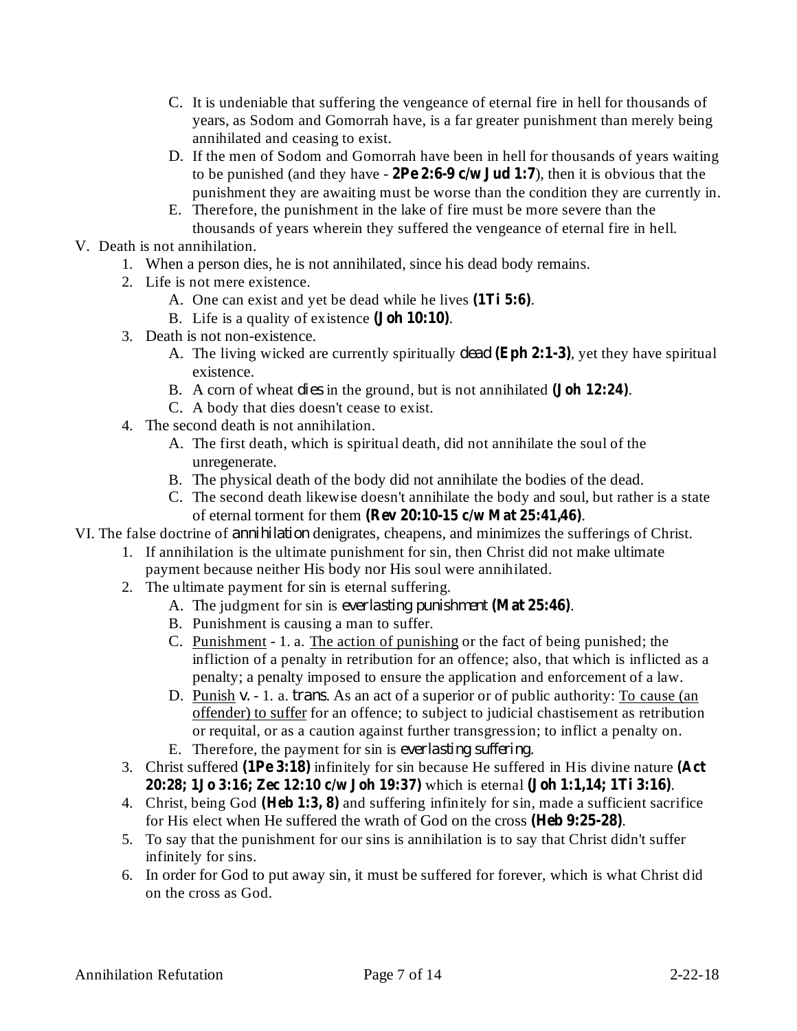C. It is undeniable that suffering the vengeance of eternal fire in hell for thousands of years, as Sodom and Gomorrah have, is a far greater punishment than merely being annihilated and ceasing to exist.

D. If the men of Sodom and Gomorrah have been in hell for thousands of years waiting to be punished (and they have - **2Pe 2:6-9 c/w Jud 1:7**), then it is obvious that the punishment they are awaiting must be worse than the condition they are currently in.

E. Therefore, the punishment in the lake of fire must be more severe than the thousands of years wherein they suffered the vengeance of eternal fire in hell.

V. Death is not annihilation.

1. When a person dies, he is not annihilated, since his dead body remains.
2. Life is not mere existence.
   - A. One can exist and yet be dead while he lives **(1Ti 5:6)**.
   - B. Life is a quality of existence **(Joh 10:10)**.
3. Death is not non-existence.
   - A. The living wicked are currently spiritually *dead* **(Eph 2:1-3)**, yet they have spiritual existence.
   - B. A corn of wheat *dies* in the ground, but is not annihilated **(Joh 12:24)**.
   - C. A body that dies doesn't cease to exist.
4. The second death is not annihilation.
   - A. The first death, which is spiritual death, did not annihilate the soul of the unregenerate.
   - B. The physical death of the body did not annihilate the bodies of the dead.
   - C. The second death likewise doesn't annihilate the body and soul, but rather is a state of eternal torment for them **(Rev 20:10-15 c/w Mat 25:41,46)**.

VI. The false doctrine of *annihilation* denigrates, cheapens, and minimizes the sufferings of Christ.

1. If annihilation is the ultimate punishment for sin, then Christ did not make ultimate payment because neither His body nor His soul were annihilated.
2. The ultimate payment for sin is eternal suffering.
   - A. The judgment for sin is *everlasting punishment* **(Mat 25:46)**.
   - B. Punishment is causing a man to suffer.
   - C. Punishment - 1. a. The action of punishing or the fact of being punished; the infliction of a penalty in retribution for an offence; also, that which is inflicted as a penalty; a penalty imposed to ensure the application and enforcement of a law.
   - D. Punish *v.* - 1. a. *trans*. As an act of a superior or of public authority: To cause (an offender) to suffer for an offence; to subject to judicial chastisement as retribution or requital, or as a caution against further transgression; to inflict a penalty on.
   - E. Therefore, the payment for sin is *everlasting suffering*.
3. Christ suffered **(1Pe 3:18)** infinitely for sin because He suffered in His divine nature **(Act 20:28; 1Jo 3:16; Zec 12:10 c/w Joh 19:37)** which is eternal **(Joh 1:1,14; 1Ti 3:16)**.
4. Christ, being God **(Heb 1:3, 8)** and suffering infinitely for sin, made a sufficient sacrifice for His elect when He suffered the wrath of God on the cross **(Heb 9:25-28)**.
5. To say that the punishment for our sins is annihilation is to say that Christ didn't suffer infinitely for sins.
6. In order for God to put away sin, it must be suffered for forever, which is what Christ did on the cross as God.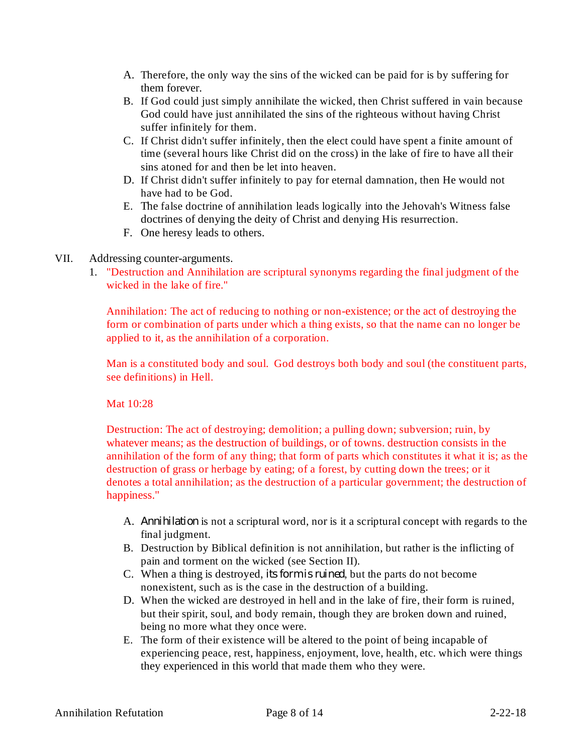A. Therefore, the only way the sins of the wicked can be paid for is by suffering for them forever.
B. If God could just simply annihilate the wicked, then Christ suffered in vain because God could have just annihilated the sins of the righteous without having Christ suffer infinitely for them.
C. If Christ didn't suffer infinitely, then the elect could have spent a finite amount of time (several hours like Christ did on the cross) in the lake of fire to have all their sins atoned for and then be let into heaven.
D. If Christ didn't suffer infinitely to pay for eternal damnation, then He would not have had to be God.
E. The false doctrine of annihilation leads logically into the Jehovah's Witness false doctrines of denying the deity of Christ and denying His resurrection.
F. One heresy leads to others.

VII. Addressing counter-arguments.

1. "Destruction and Annihilation are scriptural synonyms regarding the final judgment of the wicked in the lake of fire."

   Annihilation: The act of reducing to nothing or non-existence; or the act of destroying the form or combination of parts under which a thing exists, so that the name can no longer be applied to it, as the annihilation of a corporation.

   Man is a constituted body and soul. God destroys both body and soul (the constituent parts, see definitions) in Hell.

   Mat 10:28

   Destruction: The act of destroying; demolition; a pulling down; subversion; ruin, by whatever means; as the destruction of buildings, or of towns. destruction consists in the annihilation of the form of any thing; that form of parts which constitutes it what it is; as the destruction of grass or herbage by eating; of a forest, by cutting down the trees; or it denotes a total annihilation; as the destruction of a particular government; the destruction of happiness."

   A. *Annihilation* is not a scriptural word, nor is it a scriptural concept with regards to the final judgment.
   B. Destruction by Biblical definition is not annihilation, but rather is the inflicting of pain and torment on the wicked (see Section II).
   C. When a thing is destroyed, *its form is ruined*, but the parts do not become nonexistent, such as is the case in the destruction of a building.
   D. When the wicked are destroyed in hell and in the lake of fire, their form is ruined, but their spirit, soul, and body remain, though they are broken down and ruined, being no more what they once were.
   E. The form of their existence will be altered to the point of being incapable of experiencing peace, rest, happiness, enjoyment, love, health, etc. which were things they experienced in this world that made them who they were.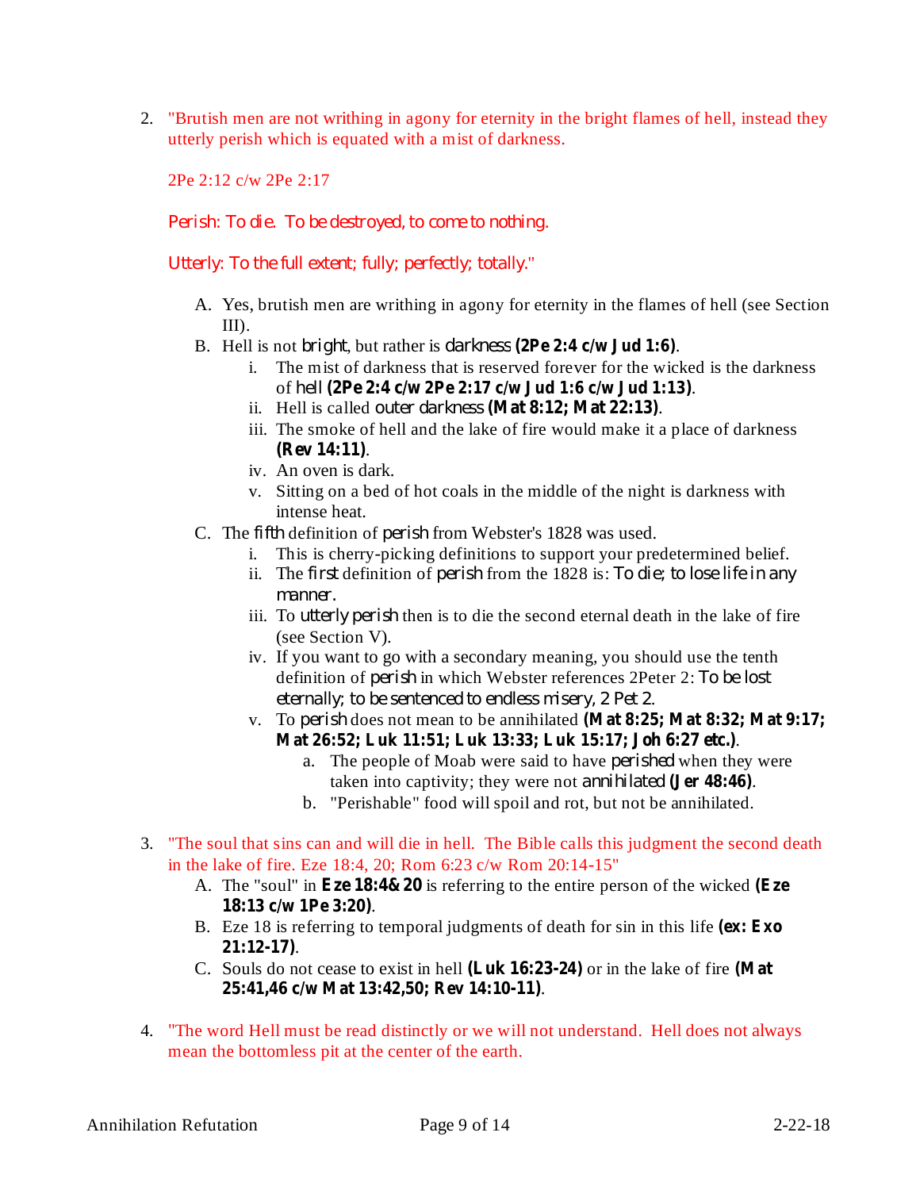2. "Brutish men are not writhing in agony for eternity in the bright flames of hell, instead they utterly perish which is equated with a mist of darkness.

   2Pe 2:12 c/w 2Pe 2:17

   *Perish: To die. To be destroyed, to come to nothing.*

   *Utterly: To the full extent; fully; perfectly; totally."*

   A. Yes, brutish men are writhing in agony for eternity in the flames of hell (see Section III).
   B. Hell is not *bright*, but rather is *darkness* **(2Pe 2:4 c/w Jud 1:6)**.
      i. The mist of darkness that is reserved forever for the wicked is the darkness of *hell* **(2Pe 2:4 c/w 2Pe 2:17 c/w Jud 1:6 c/w Jud 1:13)**.
      ii. Hell is called *outer darkness* **(Mat 8:12; Mat 22:13)**.
      iii. The smoke of hell and the lake of fire would make it a place of darkness **(Rev 14:11)**.
      iv. An oven is dark.
      v. Sitting on a bed of hot coals in the middle of the night is darkness with intense heat.
   C. The *fifth* definition of *perish* from Webster's 1828 was used.
      i. This is cherry-picking definitions to support your predetermined belief.
      ii. The *first* definition of *perish* from the 1828 is: *To die; to lose life in any manner.*
      iii. To *utterly perish* then is to die the second eternal death in the lake of fire (see Section V).
      iv. If you want to go with a secondary meaning, you should use the tenth definition of *perish* in which Webster references 2Peter 2: *To be lost eternally; to be sentenced to endless misery, 2 Pet 2.*
      v. To *perish* does not mean to be annihilated **(Mat 8:25; Mat 8:32; Mat 9:17; Mat 26:52; Luk 11:51; Luk 13:33; Luk 15:17; Joh 6:27 etc.)**.
         a. The people of Moab were said to have *perished* when they were taken into captivity; they were not *annihilated* **(Jer 48:46)**.
         b. "Perishable" food will spoil and rot, but not be annihilated.

3. "The soul that sins can and will die in hell. The Bible calls this judgment the second death in the lake of fire. Eze 18:4, 20; Rom 6:23 c/w Rom 20:14-15"
   A. The "soul" in **Eze 18:4&20** is referring to the entire person of the wicked **(Eze 18:13 c/w 1Pe 3:20)**.
   B. Eze 18 is referring to temporal judgments of death for sin in this life **(ex: Exo 21:12-17)**.
   C. Souls do not cease to exist in hell **(Luk 16:23-24)** or in the lake of fire **(Mat 25:41,46 c/w Mat 13:42,50; Rev 14:10-11)**.

4. "The word Hell must be read distinctly or we will not understand. Hell does not always mean the bottomless pit at the center of the earth.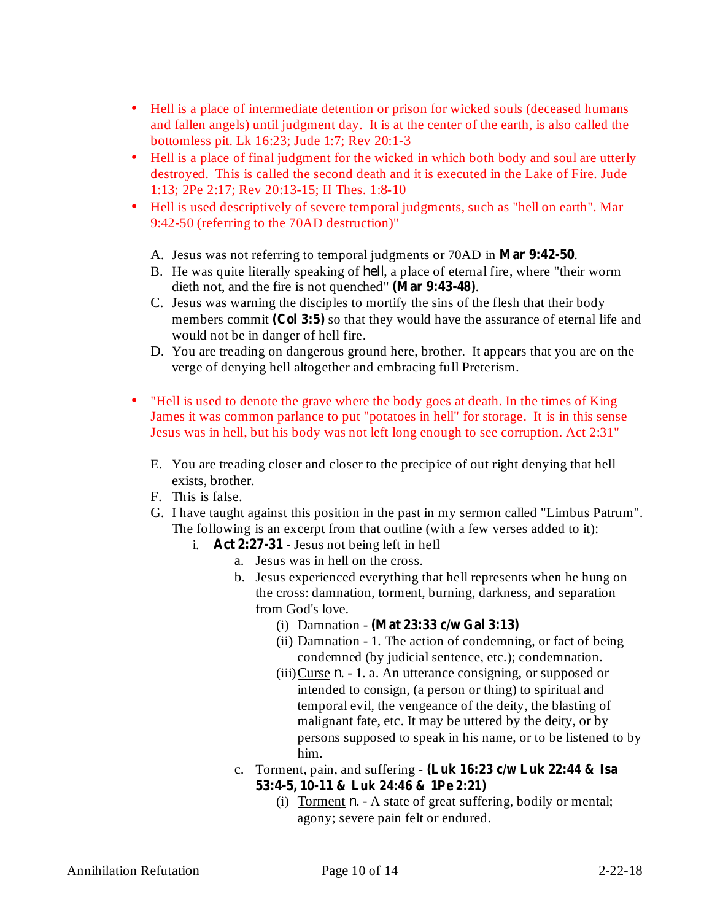- Hell is a place of intermediate detention or prison for wicked souls (deceased humans and fallen angels) until judgment day. It is at the center of the earth, is also called the bottomless pit. Lk 16:23; Jude 1:7; Rev 20:1-3
- Hell is a place of final judgment for the wicked in which both body and soul are utterly destroyed. This is called the second death and it is executed in the Lake of Fire. Jude 1:13; 2Pe 2:17; Rev 20:13-15; II Thes. 1:8-10
- Hell is used descriptively of severe temporal judgments, such as "hell on earth". Mar 9:42-50 (referring to the 70AD destruction)"

  A. Jesus was not referring to temporal judgments or 70AD in **Mar 9:42-50**.
  B. He was quite literally speaking of *hell*, a place of eternal fire, where "their worm dieth not, and the fire is not quenched" **(Mar 9:43-48)**.
  C. Jesus was warning the disciples to mortify the sins of the flesh that their body members commit **(Col 3:5)** so that they would have the assurance of eternal life and would not be in danger of hell fire.
  D. You are treading on dangerous ground here, brother. It appears that you are on the verge of denying hell altogether and embracing full Preterism.

- "Hell is used to denote the grave where the body goes at death. In the times of King James it was common parlance to put "potatoes in hell" for storage. It is in this sense Jesus was in hell, but his body was not left long enough to see corruption. Act 2:31"

  E. You are treading closer and closer to the precipice of out right denying that hell exists, brother.
  F. This is false.
  G. I have taught against this position in the past in my sermon called "Limbus Patrum". The following is an excerpt from that outline (with a few verses added to it):
     i. **Act 2:27-31** - Jesus not being left in hell
        a. Jesus was in hell on the cross.
        b. Jesus experienced everything that hell represents when he hung on the cross: damnation, torment, burning, darkness, and separation from God's love.
           (i) Damnation - **(Mat 23:33 c/w Gal 3:13)**
           (ii) Damnation - 1. The action of condemning, or fact of being condemned (by judicial sentence, etc.); condemnation.
           (iii) Curse *n.* - 1. a. An utterance consigning, or supposed or intended to consign, (a person or thing) to spiritual and temporal evil, the vengeance of the deity, the blasting of malignant fate, etc. It may be uttered by the deity, or by persons supposed to speak in his name, or to be listened to by him.
        c. Torment, pain, and suffering - **(Luk 16:23 c/w Luk 22:44 & Isa 53:4-5, 10-11 & Luk 24:46 & 1Pe 2:21)**
           (i) Torment *n.* - A state of great suffering, bodily or mental; agony; severe pain felt or endured.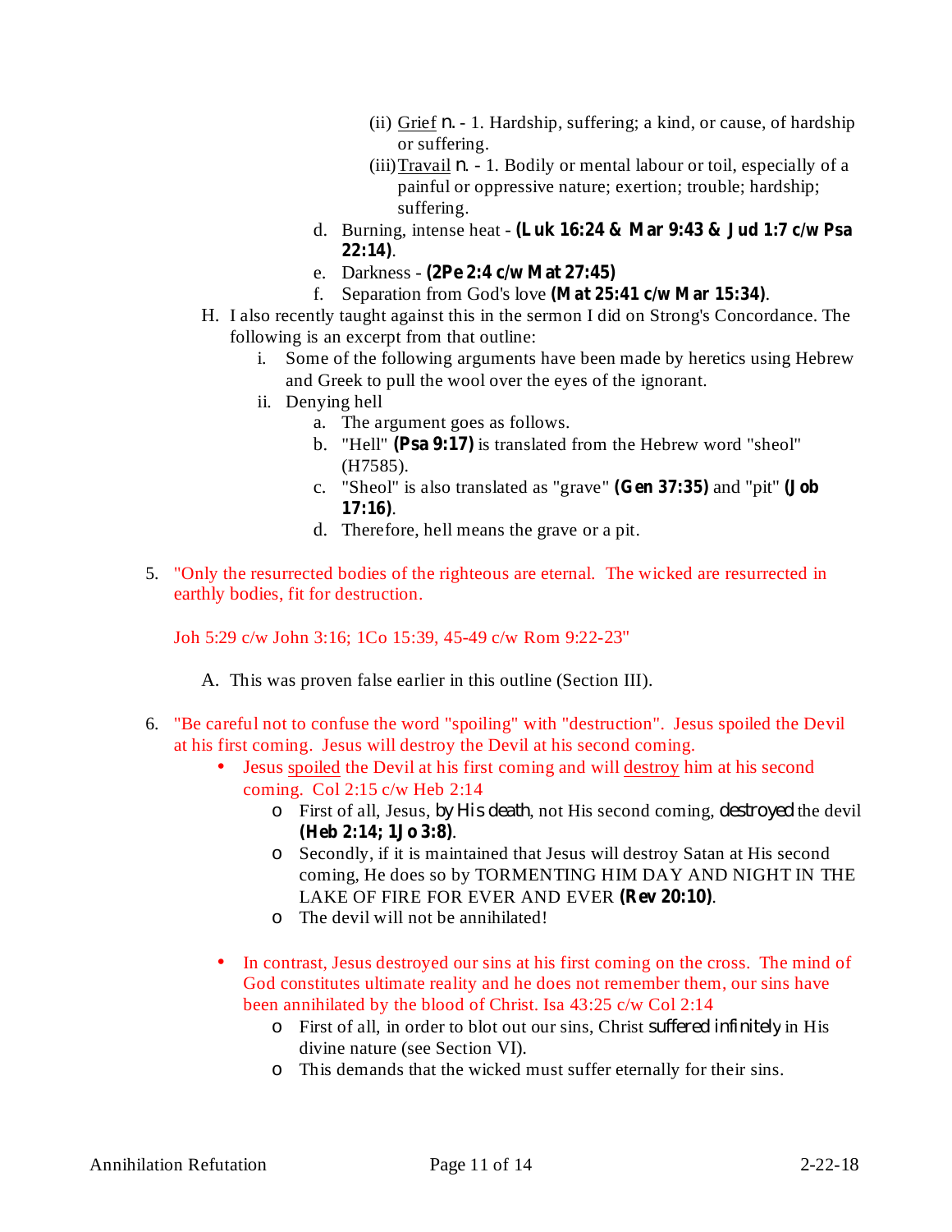- (ii) Grief *n.* - 1. Hardship, suffering; a kind, or cause, of hardship or suffering.
   - (iii) Travail *n.* - 1. Bodily or mental labour or toil, especially of a painful or oppressive nature; exertion; trouble; hardship; suffering.

  d. Burning, intense heat - **(Luk 16:24 & Mar 9:43 & Jud 1:7 c/w Psa 22:14)**.

  e. Darkness - **(2Pe 2:4 c/w Mat 27:45)**

  f. Separation from God's love **(Mat 25:41 c/w Mar 15:34)**.

H. I also recently taught against this in the sermon I did on Strong's Concordance. The following is an excerpt from that outline:

  i. Some of the following arguments have been made by heretics using Hebrew and Greek to pull the wool over the eyes of the ignorant.

  ii. Denying hell

    a. The argument goes as follows.

    b. "Hell" **(Psa 9:17)** is translated from the Hebrew word "sheol" (H7585).

    c. "Sheol" is also translated as "grave" **(Gen 37:35)** and "pit" **(Job 17:16)**.

    d. Therefore, hell means the grave or a pit.

5. "Only the resurrected bodies of the righteous are eternal. The wicked are resurrected in earthly bodies, fit for destruction.

   Joh 5:29 c/w John 3:16; 1Co 15:39, 45-49 c/w Rom 9:22-23"

   A. This was proven false earlier in this outline (Section III).

6. "Be careful not to confuse the word "spoiling" with "destruction". Jesus spoiled the Devil at his first coming. Jesus will destroy the Devil at his second coming.

   - Jesus spoiled the Devil at his first coming and will destroy him at his second coming. Col 2:15 c/w Heb 2:14
     - First of all, Jesus, *by His death*, not His second coming, *destroyed* the devil **(Heb 2:14; 1Jo 3:8)**.
     - Secondly, if it is maintained that Jesus will destroy Satan at His second coming, He does so by TORMENTING HIM DAY AND NIGHT IN THE LAKE OF FIRE FOR EVER AND EVER **(Rev 20:10)**.
     - The devil will not be annihilated!

   - In contrast, Jesus destroyed our sins at his first coming on the cross. The mind of God constitutes ultimate reality and he does not remember them, our sins have been annihilated by the blood of Christ. Isa 43:25 c/w Col 2:14
     - First of all, in order to blot out our sins, Christ *suffered infinitely* in His divine nature (see Section VI).
     - This demands that the wicked must suffer eternally for their sins.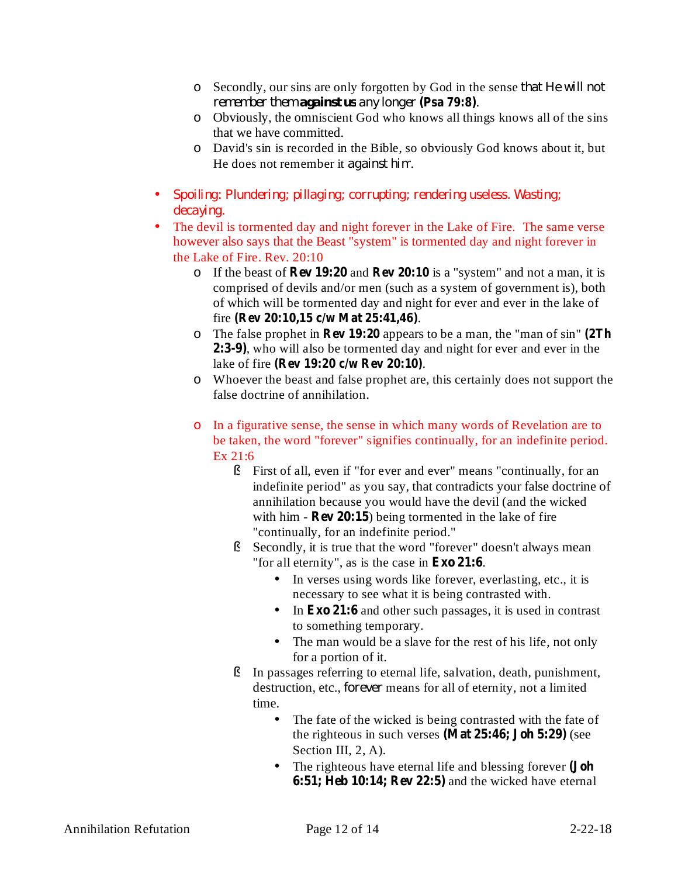- Secondly, our sins are only forgotten by God in the sense that He will not remember them **against us** any longer **(Psa 79:8)**.
- Obviously, the omniscient God who knows all things knows all of the sins that we have committed.
- David's sin is recorded in the Bible, so obviously God knows about it, but He does not remember it against him.

- Spoiling: Plundering; pillaging; corrupting; rendering useless. Wasting; decaying.
- The devil is tormented day and night forever in the Lake of Fire. The same verse however also says that the Beast "system" is tormented day and night forever in the Lake of Fire. Rev. 20:10
  - If the beast of **Rev 19:20** and **Rev 20:10** is a "system" and not a man, it is comprised of devils and/or men (such as a system of government is), both of which will be tormented day and night for ever and ever in the lake of fire **(Rev 20:10,15 c/w Mat 25:41,46)**.
  - The false prophet in **Rev 19:20** appears to be a man, the "man of sin" **(2Th 2:3-9)**, who will also be tormented day and night for ever and ever in the lake of fire **(Rev 19:20 c/w Rev 20:10)**.
  - Whoever the beast and false prophet are, this certainly does not support the false doctrine of annihilation.

  - In a figurative sense, the sense in which many words of Revelation are to be taken, the word "forever" signifies continually, for an indefinite period. Ex 21:6
    - First of all, even if "for ever and ever" means "continually, for an indefinite period" as you say, that contradicts your false doctrine of annihilation because you would have the devil (and the wicked with him - **Rev 20:15**) being tormented in the lake of fire "continually, for an indefinite period."
    - Secondly, it is true that the word "forever" doesn't always mean "for all eternity", as is the case in **Exo 21:6**.
      - In verses using words like forever, everlasting, etc., it is necessary to see what it is being contrasted with.
      - In **Exo 21:6** and other such passages, it is used in contrast to something temporary.
      - The man would be a slave for the rest of his life, not only for a portion of it.
    - In passages referring to eternal life, salvation, death, punishment, destruction, etc., forever means for all of eternity, not a limited time.
      - The fate of the wicked is being contrasted with the fate of the righteous in such verses **(Mat 25:46; Joh 5:29)** (see Section III, 2, A).
      - The righteous have eternal life and blessing forever **(Joh 6:51; Heb 10:14; Rev 22:5)** and the wicked have eternal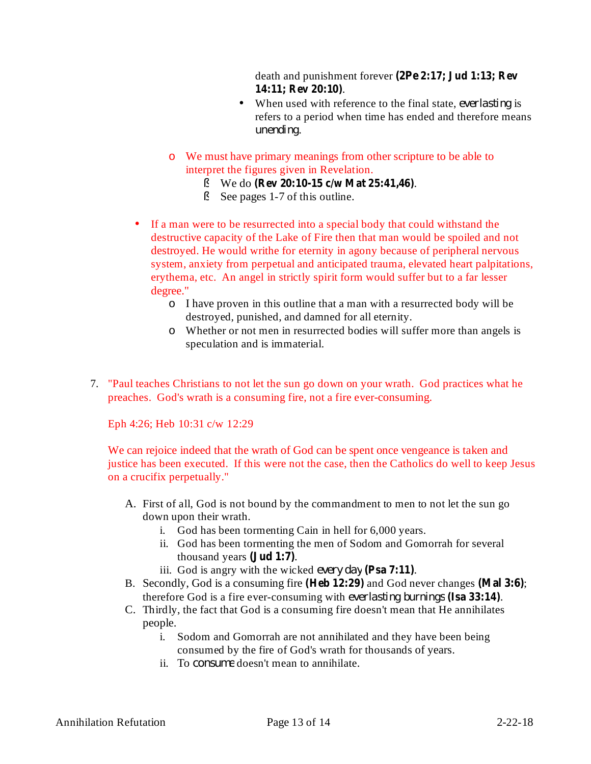death and punishment forever **(2Pe 2:17; Jud 1:13; Rev 14:11; Rev 20:10)**.

- When used with reference to the final state, *everlasting* is refers to a period when time has ended and therefore means *unending*.

- We must have primary meanings from other scripture to be able to interpret the figures given in Revelation.
  - We do **(Rev 20:10-15 c/w Mat 25:41,46)**.
  - See pages 1-7 of this outline.

- If a man were to be resurrected into a special body that could withstand the destructive capacity of the Lake of Fire then that man would be spoiled and not destroyed. He would writhe for eternity in agony because of peripheral nervous system, anxiety from perpetual and anticipated trauma, elevated heart palpitations, erythema, etc. An angel in strictly spirit form would suffer but to a far lesser degree."
  - I have proven in this outline that a man with a resurrected body will be destroyed, punished, and damned for all eternity.
  - Whether or not men in resurrected bodies will suffer more than angels is speculation and is immaterial.

7. "Paul teaches Christians to not let the sun go down on your wrath. God practices what he preaches. God's wrath is a consuming fire, not a fire ever-consuming.

   Eph 4:26; Heb 10:31 c/w 12:29

   We can rejoice indeed that the wrath of God can be spent once vengeance is taken and justice has been executed. If this were not the case, then the Catholics do well to keep Jesus on a crucifix perpetually."

   A. First of all, God is not bound by the commandment to men to not let the sun go down upon their wrath.
      i. God has been tormenting Cain in hell for 6,000 years.
      ii. God has been tormenting the men of Sodom and Gomorrah for several thousand years **(Jud 1:7)**.
      iii. God is angry with the wicked *every day* **(Psa 7:11)**.
   B. Secondly, God is a consuming fire **(Heb 12:29)** and God never changes **(Mal 3:6)**; therefore God is a fire ever-consuming with *everlasting burnings* **(Isa 33:14)**.
   C. Thirdly, the fact that God is a consuming fire doesn't mean that He annihilates people.
      i. Sodom and Gomorrah are not annihilated and they have been being consumed by the fire of God's wrath for thousands of years.
      ii. To *consume* doesn't mean to annihilate.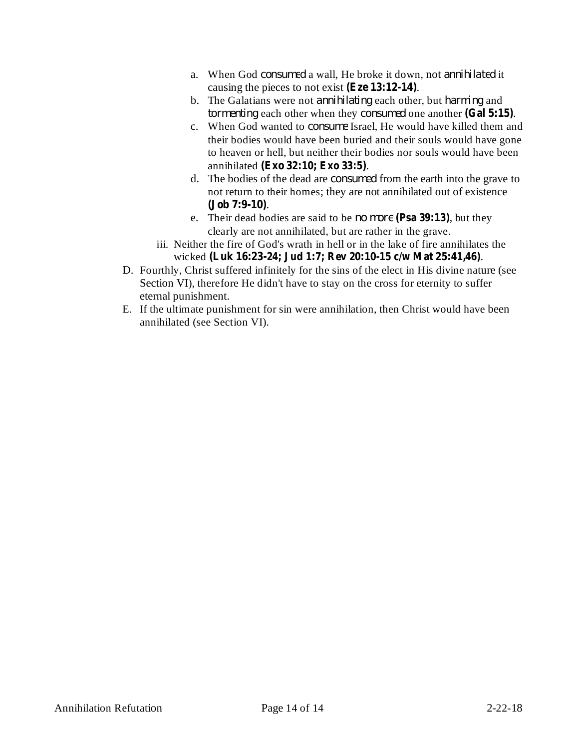a. When God *consumed* a wall, He broke it down, not *annihilated* it causing the pieces to not exist **(Eze 13:12-14)**.
b. The Galatians were not *annihilating* each other, but *harming* and *tormenting* each other when they *consumed* one another **(Gal 5:15)**.
c. When God wanted to *consume* Israel, He would have killed them and their bodies would have been buried and their souls would have gone to heaven or hell, but neither their bodies nor souls would have been annihilated **(Exo 32:10; Exo 33:5)**.
d. The bodies of the dead are *consumed* from the earth into the grave to not return to their homes; they are not annihilated out of existence **(Job 7:9-10)**.
e. Their dead bodies are said to be *no more* **(Psa 39:13)**, but they clearly are not annihilated, but are rather in the grave.

iii. Neither the fire of God's wrath in hell or in the lake of fire annihilates the wicked **(Luk 16:23-24; Jud 1:7; Rev 20:10-15 c/w Mat 25:41,46)**.

D. Fourthly, Christ suffered infinitely for the sins of the elect in His divine nature (see Section VI), therefore He didn't have to stay on the cross for eternity to suffer eternal punishment.

E. If the ultimate punishment for sin were annihilation, then Christ would have been annihilated (see Section VI).